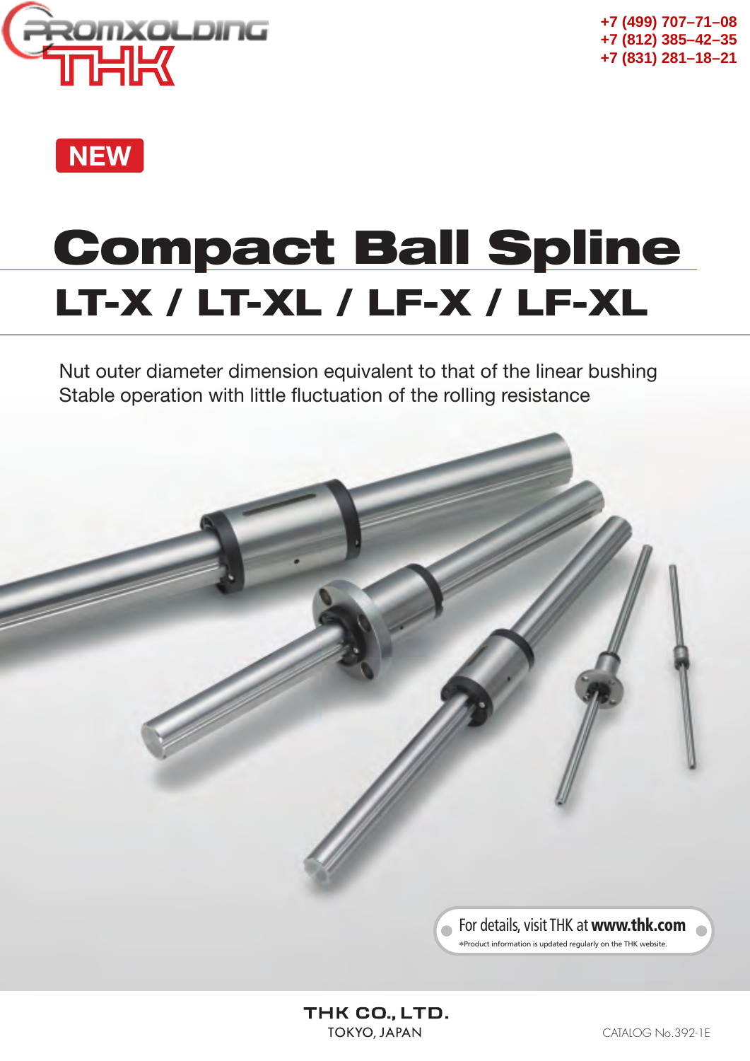PROMXOLDING THK

+7 (499) 707–71–08
+7 (812) 385–42–35
+7 (831) 281–18–21

**NEW**

# Compact Ball Spline

## LT-X / LT-XL / LF-X / LF-XL

Nut outer diameter dimension equivalent to that of the linear bushing
Stable operation with little fluctuation of the rolling resistance

For details, visit THK at **www.thk.com**
*Product information is updated regularly on the THK website.

**THK CO., LTD.**
TOKYO, JAPAN

CATALOG No.392-1E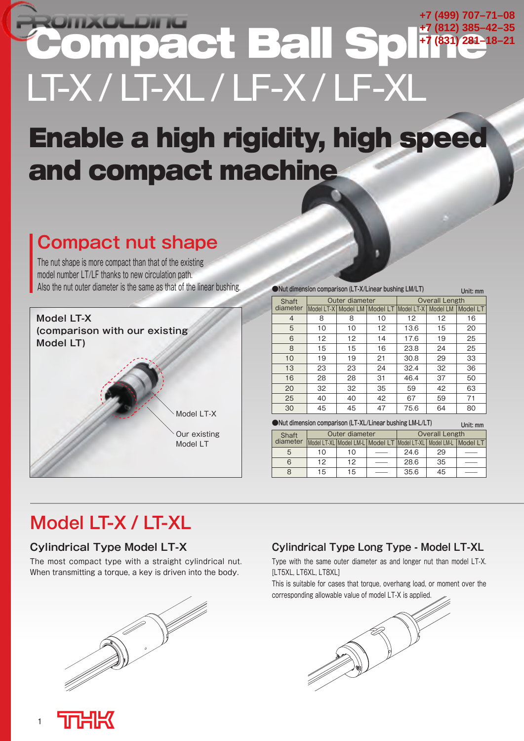PROMXOLDING

+7 (499) 707–71–08
+7 (812) 385–42–35
+7 (831) 281–18–21

# Compact Ball Spline
# LT-X / LT-XL / LF-X / LF-XL

# Enable a high rigidity, high speed and compact machine

## Compact nut shape

The nut shape is more compact than that of the existing model number LT/LF thanks to new circulation path.
Also the nut outer diameter is the same as that of the linear bushing.

**Model LT-X (comparison with our existing Model LT)**

Model LT-X

Our existing Model LT

●Nut dimension comparison (LT-X/Linear bushing LM/LT)

Unit: mm

| Shaft diameter | Outer diameter | | | Overall Length | | |
|---|---|---|---|---|---|---|
| | Model LT-X | Model LM | Model LT | Model LT-X | Model LM | Model LT |
| 4 | 8 | 8 | 10 | 12 | 12 | 16 |
| 5 | 10 | 10 | 12 | 13.6 | 15 | 20 |
| 6 | 12 | 12 | 14 | 17.6 | 19 | 25 |
| 8 | 15 | 15 | 16 | 23.8 | 24 | 25 |
| 10 | 19 | 19 | 21 | 30.8 | 29 | 33 |
| 13 | 23 | 23 | 24 | 32.4 | 32 | 36 |
| 16 | 28 | 28 | 31 | 46.4 | 37 | 50 |
| 20 | 32 | 32 | 35 | 59 | 42 | 63 |
| 25 | 40 | 40 | 42 | 67 | 59 | 71 |
| 30 | 45 | 45 | 47 | 75.6 | 64 | 80 |

●Nut dimension comparison (LT-XL/Linear bushing LM-L/LT)

Unit: mm

| Shaft diameter | Outer diameter | | | Overall Length | | |
|---|---|---|---|---|---|---|
| | Model LT-XL | Model LM-L | Model LT | Model LT-XL | Model LM-L | Model LT |
| 5 | 10 | 10 | —— | 24.6 | 29 | —— |
| 6 | 12 | 12 | —— | 28.6 | 35 | —— |
| 8 | 15 | 15 | —— | 35.6 | 45 | —— |

## Model LT-X / LT-XL

### Cylindrical Type Model LT-X

The most compact type with a straight cylindrical nut. When transmitting a torque, a key is driven into the body.

### Cylindrical Type Long Type - Model LT-XL

Type with the same outer diameter as and longer nut than model LT-X.
[LT5XL, LT6XL, LT8XL]

This is suitable for cases that torque, overhang load, or moment over the corresponding allowable value of model LT-X is applied.

THK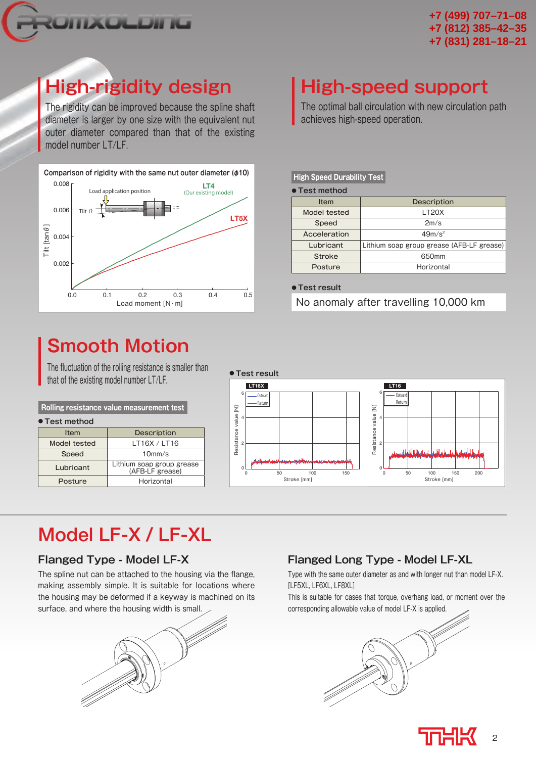## High-rigidity design

The rigidity can be improved because the spline shaft diameter is larger by one size with the equivalent nut outer diameter compared than that of the existing model number LT/LF.

Comparison of rigidity with the same nut outer diameter (ϕ10)

## High-speed support

The optimal ball circulation with new circulation path achieves high-speed operation.

**High Speed Durability Test**

● Test method

| Item | Description |
|---|---|
| Model tested | LT20X |
| Speed | 2m/s |
| Acceleration | $49m/s^2$ |
| Lubricant | Lithium soap group grease (AFB-LF grease) |
| Stroke | 650mm |
| Posture | Horizontal |

● Test result

No anomaly after travelling 10,000 km

## Smooth Motion

The fluctuation of the rolling resistance is smaller than that of the existing model number LT/LF.

**Rolling resistance value measurement test**

● Test method

| Item | Description |
|---|---|
| Model tested | LT16X / LT16 |
| Speed | 10mm/s |
| Lubricant | Lithium soap group grease (AFB-LF grease) |
| Posture | Horizontal |

● Test result

# Model LF-X / LF-XL

### Flanged Type - Model LF-X

The spline nut can be attached to the housing via the flange, making assembly simple. It is suitable for locations where the housing may be deformed if a keyway is machined on its surface, and where the housing width is small.

### Flanged Long Type - Model LF-XL

Type with the same outer diameter as and with longer nut than model LF-X.
[LF5XL, LF6XL, LF8XL]
This is suitable for cases that torque, overhang load, or moment over the corresponding allowable value of model LF-X is applied.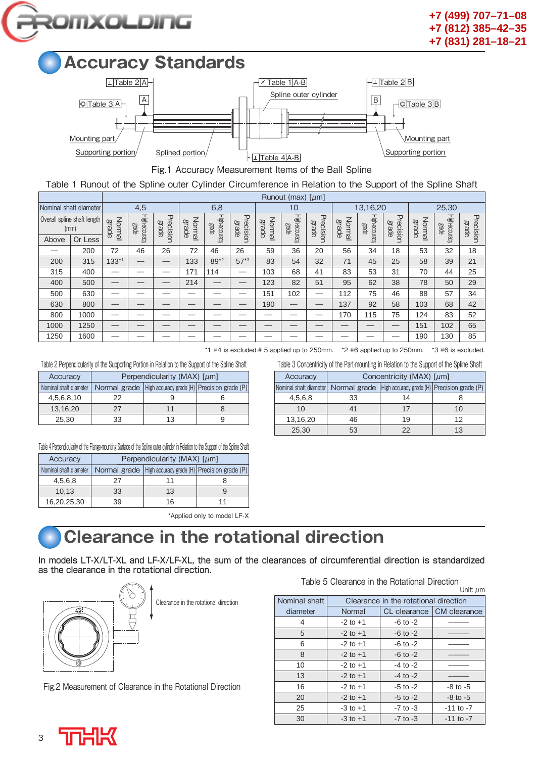# Accuracy Standards

Fig.1 Accuracy Measurement Items of the Ball Spline

Table 1 Runout of the Spline outer Cylinder Circumference in Relation to the Support of the Spline Shaft

| Nominal shaft diameter | | 4,5 | | | 6,8 | | | 10 | | | 13,16,20 | | | 25,30 | | |
|---|---|---|---|---|---|---|---|---|---|---|---|---|---|---|---|---|
| Overall spline shaft length (mm) | | Normal grade | High-accuracy grade | Precision grade | Normal grade | High-accuracy grade | Precision grade | Normal grade | High-accuracy grade | Precision grade | Normal grade | High-accuracy grade | Precision grade | Normal grade | High-accuracy grade | Precision grade |
| Above | Or Less | Runout (max) [μm] | | | | | | | | | | | | | | |
| — | 200 | 72 | 46 | 26 | 72 | 46 | 26 | 59 | 36 | 20 | 56 | 34 | 18 | 53 | 32 | 18 |
| 200 | 315 | 133[*1] | — | — | 133 | 89[*2] | 57[*3] | 83 | 54 | 32 | 71 | 45 | 25 | 58 | 39 | 21 |
| 315 | 400 | — | — | — | 171 | 114 | — | 103 | 68 | 41 | 83 | 53 | 31 | 70 | 44 | 25 |
| 400 | 500 | — | — | — | 214 | — | — | 123 | 82 | 51 | 95 | 62 | 38 | 78 | 50 | 29 |
| 500 | 630 | — | — | — | — | — | — | 151 | 102 | — | 112 | 75 | 46 | 88 | 57 | 34 |
| 630 | 800 | — | — | — | — | — | — | 190 | — | — | 137 | 92 | 58 | 103 | 68 | 42 |
| 800 | 1000 | — | — | — | — | — | — | — | — | — | 170 | 115 | 75 | 124 | 83 | 52 |
| 1000 | 1250 | — | — | — | — | — | — | — | — | — | — | — | — | 151 | 102 | 65 |
| 1250 | 1600 | — | — | — | — | — | — | — | — | — | — | — | — | 190 | 130 | 85 |

*1 #4 is excluded.# 5 applied up to 250mm. *2 #6 applied up to 250mm. *3 #6 is excluded.

Table 2 Perpendicularity of the Supporting Portion in Relation to the Support of the Spline Shaft

| Accuracy | Perpendicularity (MAX) [μm] | | |
|---|---|---|---|
| Nominal shaft diameter | Normal grade | High accuracy grade (H) | Precision grade (P) |
| 4,5,6,8,10 | 22 | 9 | 6 |
| 13,16,20 | 27 | 11 | 8 |
| 25,30 | 33 | 13 | 9 |

Table 3 Concentricity of the Part-mounting in Relation to the Support of the Spline Shaft

| Accuracy | Concentricity (MAX) [μm] | | |
|---|---|---|---|
| Nominal shaft diameter | Normal grade | High accuracy grade (H) | Precision grade (P) |
| 4,5,6,8 | 33 | 14 | 8 |
| 10 | 41 | 17 | 10 |
| 13,16,20 | 46 | 19 | 12 |
| 25,30 | 53 | 22 | 13 |

Table 4 Perpendicularity of the Flange-mounting Surface of the Spline outer cylinder in Relation to the Support of the Spline Shaft

| Accuracy | Perpendicularity (MAX) [μm] | | |
|---|---|---|---|
| Nominal shaft diameter | Normal grade | High accuracy grade (H) | Precision grade (P) |
| 4,5,6,8 | 27 | 11 | 8 |
| 10,13 | 33 | 13 | 9 |
| 16,20,25,30 | 39 | 16 | 11 |

*Applied only to model LF-X

# Clearance in the rotational direction

In models LT-X/LT-XL and LF-X/LF-XL, the sum of the clearances of circumferential direction is standardized as the clearance in the rotational direction.

Fig.2 Measurement of Clearance in the Rotational Direction

Table 5 Clearance in the Rotational Direction

Unit: μm

| Nominal shaft diameter | Clearance in the rotational direction | | |
|---|---|---|---|
| | Normal | CL clearance | CM clearance |
| 4 | -2 to +1 | -6 to -2 | ——— |
| 5 | -2 to +1 | -6 to -2 | ——— |
| 6 | -2 to +1 | -6 to -2 | ——— |
| 8 | -2 to +1 | -6 to -2 | ——— |
| 10 | -2 to +1 | -4 to -2 | ——— |
| 13 | -2 to +1 | -4 to -2 | ——— |
| 16 | -2 to +1 | -5 to -2 | -8 to -5 |
| 20 | -2 to +1 | -5 to -2 | -8 to -5 |
| 25 | -3 to +1 | -7 to -3 | -11 to -7 |
| 30 | -3 to +1 | -7 to -3 | -11 to -7 |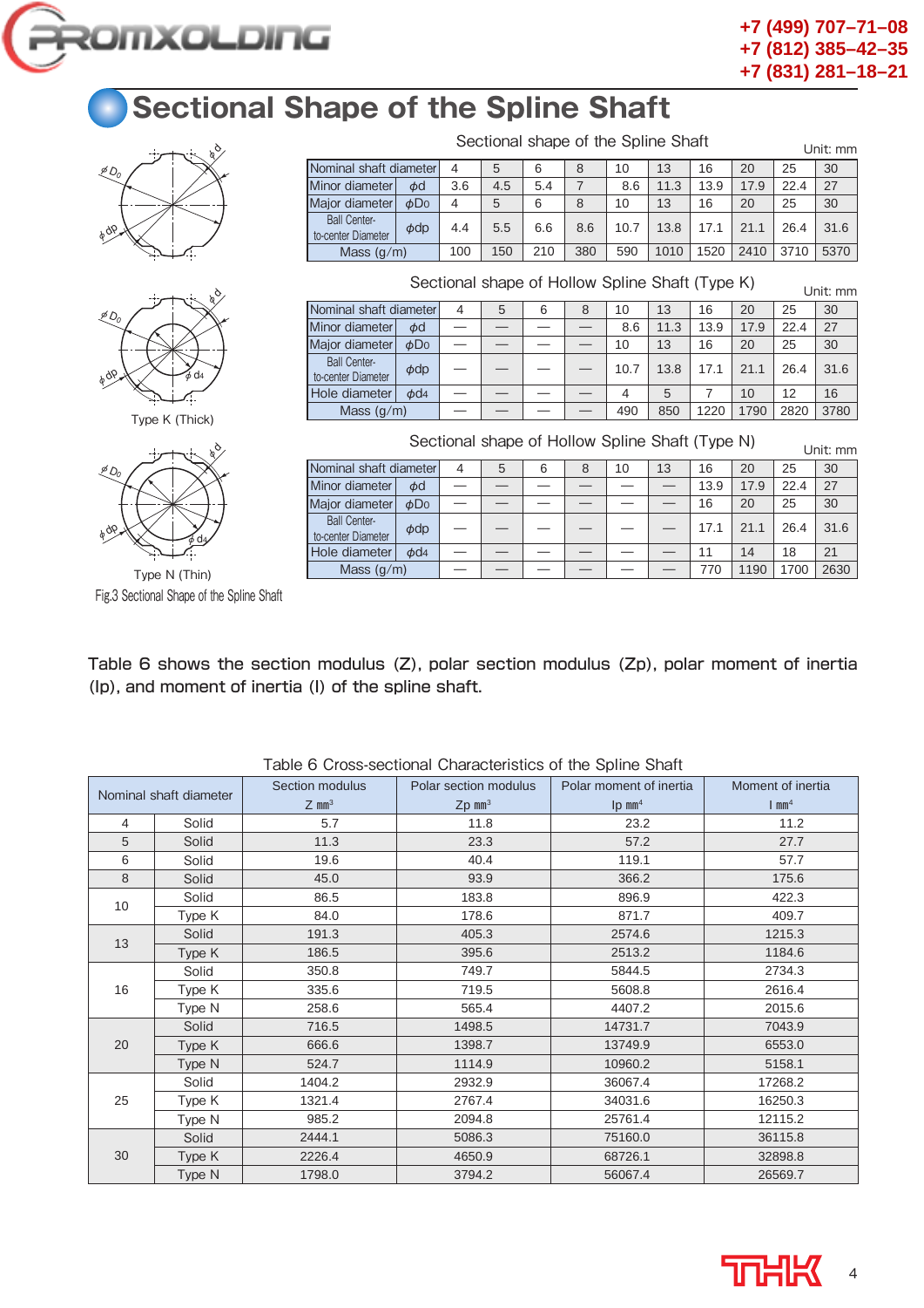# Sectional Shape of the Spline Shaft

Type K (Thick)

Type N (Thin)

Fig.3 Sectional Shape of the Spline Shaft

Sectional shape of the Spline Shaft

Unit: mm

| Nominal shaft diameter | | 4 | 5 | 6 | 8 | 10 | 13 | 16 | 20 | 25 | 30 |
|---|---|---|---|---|---|---|---|---|---|---|---|
| Minor diameter | $\phi d$ | 3.6 | 4.5 | 5.4 | 7 | 8.6 | 11.3 | 13.9 | 17.9 | 22.4 | 27 |
| Major diameter | $\phi D_0$ | 4 | 5 | 6 | 8 | 10 | 13 | 16 | 20 | 25 | 30 |
| Ball Center-to-center Diameter | $\phi dp$ | 4.4 | 5.5 | 6.6 | 8.6 | 10.7 | 13.8 | 17.1 | 21.1 | 26.4 | 31.6 |
| Mass (g/m) | | 100 | 150 | 210 | 380 | 590 | 1010 | 1520 | 2410 | 3710 | 5370 |

Sectional shape of Hollow Spline Shaft (Type K)

Unit: mm

| Nominal shaft diameter | | 4 | 5 | 6 | 8 | 10 | 13 | 16 | 20 | 25 | 30 |
|---|---|---|---|---|---|---|---|---|---|---|---|
| Minor diameter | $\phi d$ | — | — | — | — | 8.6 | 11.3 | 13.9 | 17.9 | 22.4 | 27 |
| Major diameter | $\phi D_0$ | — | — | — | — | 10 | 13 | 16 | 20 | 25 | 30 |
| Ball Center-to-center Diameter | $\phi dp$ | — | — | — | — | 10.7 | 13.8 | 17.1 | 21.1 | 26.4 | 31.6 |
| Hole diameter | $\phi d_4$ | — | — | — | — | 4 | 5 | 7 | 10 | 12 | 16 |
| Mass (g/m) | | — | — | — | — | 490 | 850 | 1220 | 1790 | 2820 | 3780 |

Sectional shape of Hollow Spline Shaft (Type N)

Unit: mm

| Nominal shaft diameter | | 4 | 5 | 6 | 8 | 10 | 13 | 16 | 20 | 25 | 30 |
|---|---|---|---|---|---|---|---|---|---|---|---|
| Minor diameter | $\phi d$ | — | — | — | — | — | — | 13.9 | 17.9 | 22.4 | 27 |
| Major diameter | $\phi D_0$ | — | — | — | — | — | — | 16 | 20 | 25 | 30 |
| Ball Center-to-center Diameter | $\phi dp$ | — | — | — | — | — | — | 17.1 | 21.1 | 26.4 | 31.6 |
| Hole diameter | $\phi d_4$ | — | — | — | — | — | — | 11 | 14 | 18 | 21 |
| Mass (g/m) | | — | — | — | — | — | — | 770 | 1190 | 1700 | 2630 |

Table 6 shows the section modulus (Z), polar section modulus (Zp), polar moment of inertia (Ip), and moment of inertia (I) of the spline shaft.

Table 6 Cross-sectional Characteristics of the Spline Shaft

| Nominal shaft diameter | | Section modulus Z $mm^3$ | Polar section modulus Zp $mm^3$ | Polar moment of inertia Ip $mm^4$ | Moment of inertia I $mm^4$ |
|---|---|---|---|---|---|
| 4 | Solid | 5.7 | 11.8 | 23.2 | 11.2 |
| 5 | Solid | 11.3 | 23.3 | 57.2 | 27.7 |
| 6 | Solid | 19.6 | 40.4 | 119.1 | 57.7 |
| 8 | Solid | 45.0 | 93.9 | 366.2 | 175.6 |
| 10 | Solid | 86.5 | 183.8 | 896.9 | 422.3 |
| | Type K | 84.0 | 178.6 | 871.7 | 409.7 |
| 13 | Solid | 191.3 | 405.3 | 2574.6 | 1215.3 |
| | Type K | 186.5 | 395.6 | 2513.2 | 1184.6 |
| 16 | Solid | 350.8 | 749.7 | 5844.5 | 2734.3 |
| | Type K | 335.6 | 719.5 | 5608.8 | 2616.4 |
| | Type N | 258.6 | 565.4 | 4407.2 | 2015.6 |
| 20 | Solid | 716.5 | 1498.5 | 14731.7 | 7043.9 |
| | Type K | 666.6 | 1398.7 | 13749.9 | 6553.0 |
| | Type N | 524.7 | 1114.9 | 10960.2 | 5158.1 |
| 25 | Solid | 1404.2 | 2932.9 | 36067.4 | 17268.2 |
| | Type K | 1321.4 | 2767.4 | 34031.6 | 16250.3 |
| | Type N | 985.2 | 2094.8 | 25761.4 | 12115.2 |
| 30 | Solid | 2444.1 | 5086.3 | 75160.0 | 36115.8 |
| | Type K | 2226.4 | 4650.9 | 68726.1 | 32898.8 |
| | Type N | 1798.0 | 3794.2 | 56067.4 | 26569.7 |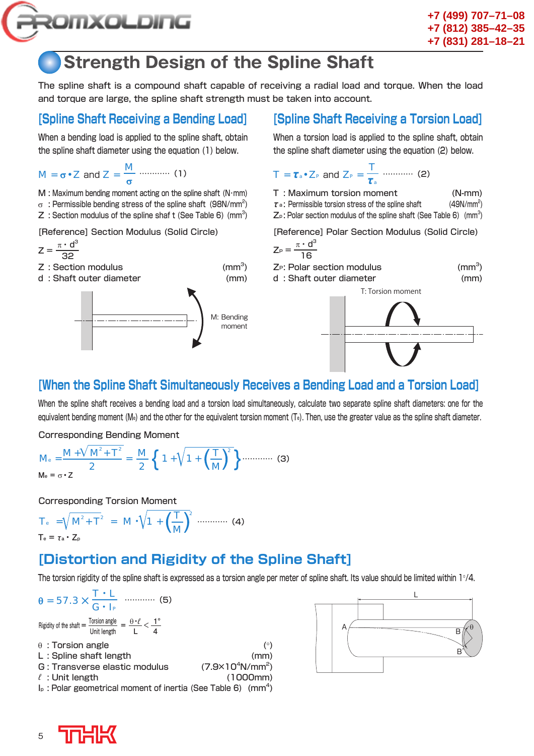# Strength Design of the Spline Shaft

The spline shaft is a compound shaft capable of receiving a radial load and torque. When the load and torque are large, the spline shaft strength must be taken into account.

## [Spline Shaft Receiving a Bending Load]

When a bending load is applied to the spline shaft, obtain the spline shaft diameter using the equation (1) below.

$$M = \sigma \cdot Z \text{ and } Z = \frac{M}{\sigma} \quad \cdots\cdots\cdots\cdots (1)$$

M : Maximum bending moment acting on the spline shaft (N·mm)
$\sigma$ : Permissible bending stress of the spline shaft (98N/mm²)
Z : Section modulus of the spline shaf t (See Table 6) (mm³)

[Reference] Section Modulus (Solid Circle)

$$Z = \frac{\pi \cdot d^3}{32}$$

Z : Section modulus (mm³)
d : Shaft outer diameter (mm)

M: Bending moment

## [Spline Shaft Receiving a Torsion Load]

When a torsion load is applied to the spline shaft, obtain the spline shaft diameter using the equation (2) below.

$$T = \tau_a \cdot Z_P \text{ and } Z_P = \frac{T}{\tau_a} \quad \cdots\cdots\cdots\cdots (2)$$

T : Maximum torsion moment (N-mm)
$\tau_a$ : Permissible torsion stress of the spline shaft (49N/mm²)
$Z_P$ : Polar section modulus of the spline shaft (See Table 6) (mm³)

[Reference] Polar Section Modulus (Solid Circle)

$$Z_P = \frac{\pi \cdot d^3}{16}$$

$Z_P$: Polar section modulus (mm³)
d : Shaft outer diameter (mm)

T: Torsion moment

## [When the Spline Shaft Simultaneously Receives a Bending Load and a Torsion Load]

When the spline shaft receives a bending load and a torsion load simultaneously, calculate two separate spline shaft diameters: one for the equivalent bending moment ($M_e$) and the other for the equivalent torsion moment ($T_e$). Then, use the greater value as the spline shaft diameter.

Corresponding Bending Moment

$$M_e = \frac{M + \sqrt{M^2 + T^2}}{2} = \frac{M}{2}\left\{1 + \sqrt{1 + \left(\frac{T}{M}\right)^2}\right\} \quad \cdots\cdots\cdots\cdots (3)$$

$M_e = \sigma \cdot Z$

Corresponding Torsion Moment

$$T_e = \sqrt{M^2 + T^2} = M \cdot \sqrt{1 + \left(\frac{T}{M}\right)^2} \quad \cdots\cdots\cdots\cdots (4)$$

$T_e = \tau_a \cdot Z_p$

## [Distortion and Rigidity of the Spline Shaft]

The torsion rigidity of the spline shaft is expressed as a torsion angle per meter of spline shaft. Its value should be limited within 1°/4.

$$\theta = 57.3 \times \frac{T \cdot L}{G \cdot I_P} \quad \cdots\cdots\cdots\cdots (5)$$

$$\text{Rigidity of the shaft} = \frac{\text{Torsion angle}}{\text{Unit length}} = \frac{\theta \cdot \ell}{L} < \frac{1°}{4}$$

$\theta$ : Torsion angle (°)
L : Spline shaft length (mm)
G : Transverse elastic modulus (7.9×10⁴N/mm²)
$\ell$ : Unit length (1000mm)
$I_p$ : Polar geometrical moment of inertia (See Table 6) (mm⁴)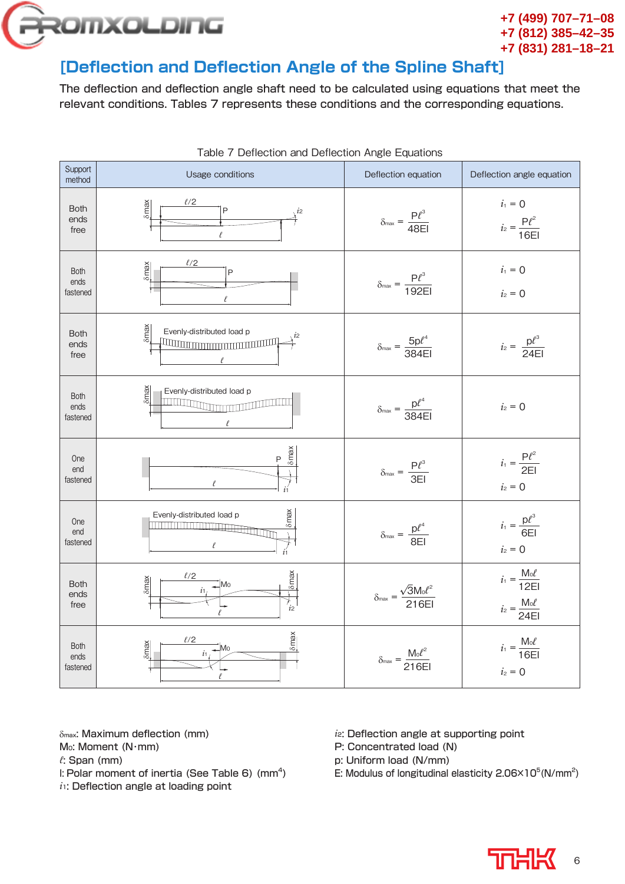## [Deflection and Deflection Angle of the Spline Shaft]

The deflection and deflection angle shaft need to be calculated using equations that meet the relevant conditions. Tables 7 represents these conditions and the corresponding equations.

Table 7 Deflection and Deflection Angle Equations

| Support method | Usage conditions | Deflection equation | Deflection angle equation |
|---|---|---|---|
| Both ends free | | $\delta_{max} = \dfrac{P\ell^3}{48EI}$ | $i_1 = 0$<br>$i_2 = \dfrac{P\ell^2}{16EI}$ |
| Both ends fastened | | $\delta_{max} = \dfrac{P\ell^3}{192EI}$ | $i_1 = 0$<br>$i_2 = 0$ |
| Both ends free | Evenly-distributed load p | $\delta_{max} = \dfrac{5p\ell^4}{384EI}$ | $i_2 = \dfrac{p\ell^3}{24EI}$ |
| Both ends fastened | Evenly-distributed load p | $\delta_{max} = \dfrac{p\ell^4}{384EI}$ | $i_2 = 0$ |
| One end fastened | | $\delta_{max} = \dfrac{P\ell^3}{3EI}$ | $i_1 = \dfrac{P\ell^2}{2EI}$<br>$i_2 = 0$ |
| One end fastened | Evenly-distributed load p | $\delta_{max} = \dfrac{p\ell^4}{8EI}$ | $i_1 = \dfrac{p\ell^3}{6EI}$<br>$i_2 = 0$ |
| Both ends free | | $\delta_{max} = \dfrac{\sqrt{3}M_0\ell^2}{216EI}$ | $i_1 = \dfrac{M_0\ell}{12EI}$<br>$i_2 = \dfrac{M_0\ell}{24EI}$ |
| Both ends fastened | | $\delta_{max} = \dfrac{M_0\ell^2}{216EI}$ | $i_1 = \dfrac{M_0\ell}{16EI}$<br>$i_2 = 0$ |

$\delta_{max}$: Maximum deflection (mm)
$M_0$: Moment (N·mm)
$\ell$: Span (mm)
I: Polar moment of inertia (See Table 6) (mm$^4$)
$i_1$: Deflection angle at loading point
$i_2$: Deflection angle at supporting point
P: Concentrated load (N)
p: Uniform load (N/mm)
E: Modulus of longitudinal elasticity $2.06 \times 10^5$ (N/mm$^2$)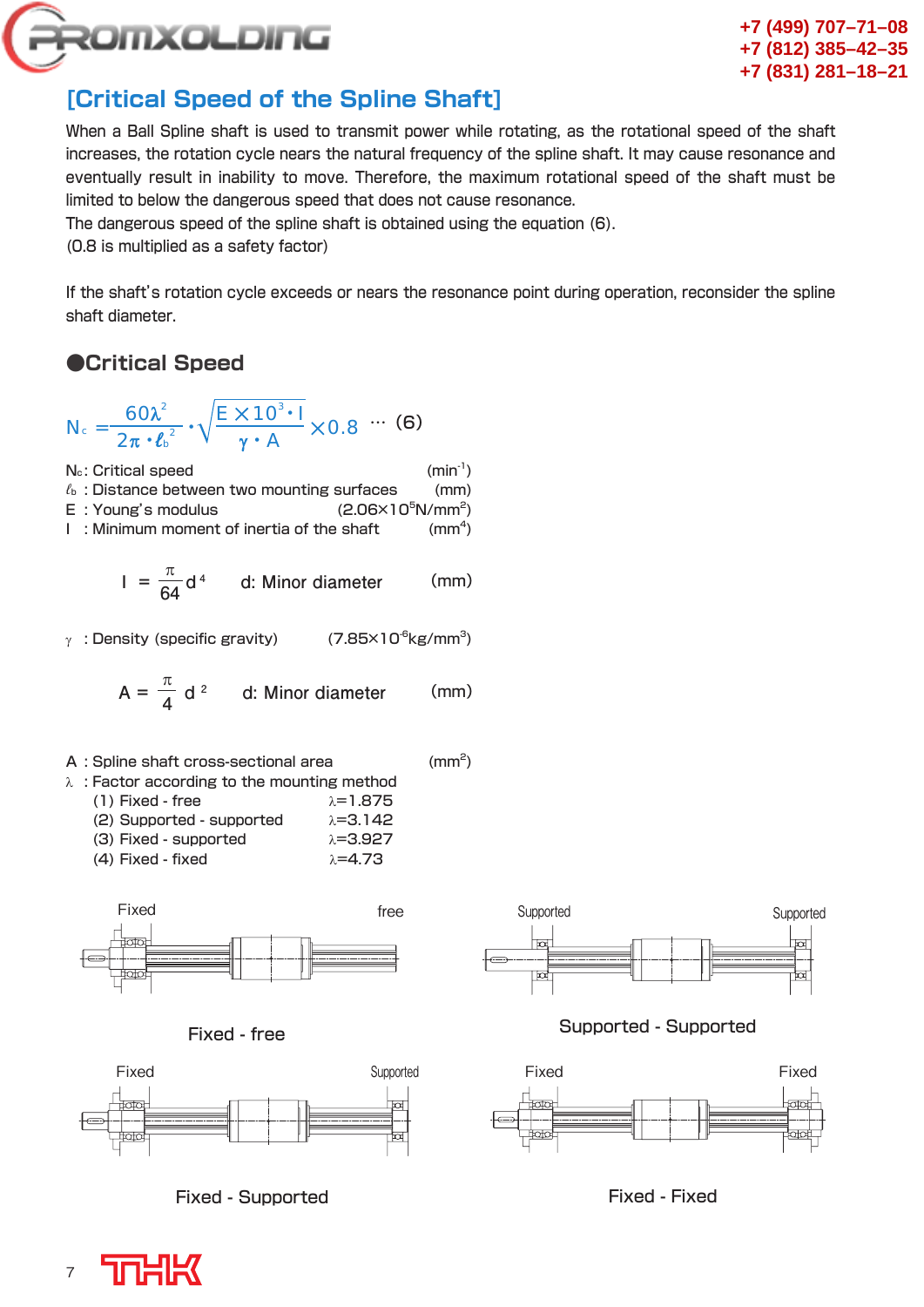## [Critical Speed of the Spline Shaft]

When a Ball Spline shaft is used to transmit power while rotating, as the rotational speed of the shaft increases, the rotation cycle nears the natural frequency of the spline shaft. It may cause resonance and eventually result in inability to move. Therefore, the maximum rotational speed of the shaft must be limited to below the dangerous speed that does not cause resonance.
The dangerous speed of the spline shaft is obtained using the equation (6).
(0.8 is multiplied as a safety factor)

If the shaft's rotation cycle exceeds or nears the resonance point during operation, reconsider the spline shaft diameter.

### ●Critical Speed

$$N_c = \frac{60\lambda^2}{2\pi \cdot \ell_b^2} \cdot \sqrt{\frac{E \times 10^3 \cdot I}{\gamma \cdot A}} \times 0.8 \quad \cdots (6)$$

$N_c$: Critical speed (min$^{-1}$)
$\ell_b$ : Distance between two mounting surfaces (mm)
E : Young's modulus ($2.06\times10^5$N/mm$^2$)
I : Minimum moment of inertia of the shaft (mm$^4$)

$$I = \frac{\pi}{64} d^4$$ d: Minor diameter (mm)

$\gamma$ : Density (specific gravity) ($7.85\times10^{-6}$kg/mm$^3$)

$$A = \frac{\pi}{4} d^2$$ d: Minor diameter (mm)

A : Spline shaft cross-sectional area (mm$^2$)
$\lambda$ : Factor according to the mounting method
(1) Fixed - free $\lambda$=1.875
(2) Supported - supported $\lambda$=3.142
(3) Fixed - supported $\lambda$=3.927
(4) Fixed - fixed $\lambda$=4.73

Fixed free

Fixed - free

Supported Supported

Supported - Supported

Fixed Supported

Fixed - Supported

Fixed Fixed

Fixed - Fixed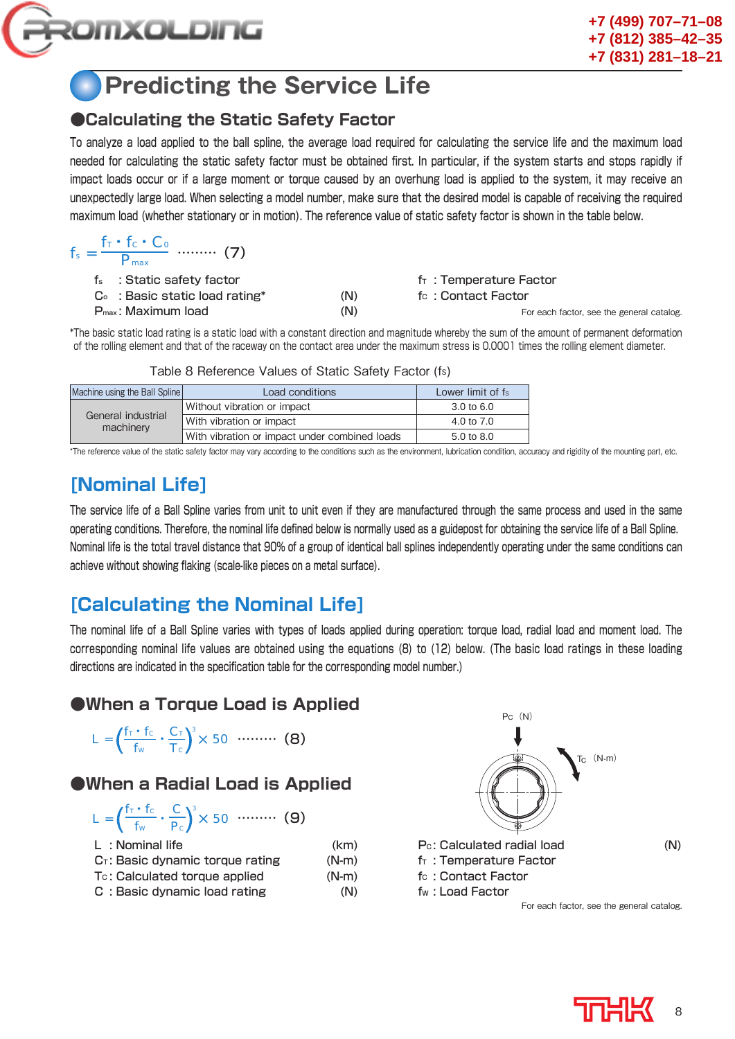# Predicting the Service Life

## ●Calculating the Static Safety Factor

To analyze a load applied to the ball spline, the average load required for calculating the service life and the maximum load needed for calculating the static safety factor must be obtained first. In particular, if the system starts and stops rapidly if impact loads occur or if a large moment or torque caused by an overhung load is applied to the system, it may receive an unexpectedly large load. When selecting a model number, make sure that the desired model is capable of receiving the required maximum load (whether stationary or in motion). The reference value of static safety factor is shown in the table below.

$$f_s = \frac{f_T \cdot f_C \cdot C_0}{P_{max}} \quad \cdots\cdots\cdots \quad (7)$$

$f_s$ : Static safety factor

$C_0$ : Basic static load rating* (N)

$P_{max}$ : Maximum load (N)

$f_T$ : Temperature Factor

$f_C$ : Contact Factor

For each factor, see the general catalog.

*The basic static load rating is a static load with a constant direction and magnitude whereby the sum of the amount of permanent deformation of the rolling element and that of the raceway on the contact area under the maximum stress is 0.0001 times the rolling element diameter.

Table 8 Reference Values of Static Safety Factor ($f_S$)

| Machine using the Ball Spline | Load conditions | Lower limit of $f_S$ |
|---|---|---|
| General industrial machinery | Without vibration or impact | 3.0 to 6.0 |
| | With vibration or impact | 4.0 to 7.0 |
| | With vibration or impact under combined loads | 5.0 to 8.0 |

*The reference value of the static safety factor may vary according to the conditions such as the environment, lubrication condition, accuracy and rigidity of the mounting part, etc.

## [Nominal Life]

The service life of a Ball Spline varies from unit to unit even if they are manufactured through the same process and used in the same operating conditions. Therefore, the nominal life defined below is normally used as a guidepost for obtaining the service life of a Ball Spline. Nominal life is the total travel distance that 90% of a group of identical ball splines independently operating under the same conditions can achieve without showing flaking (scale-like pieces on a metal surface).

## [Calculating the Nominal Life]

The nominal life of a Ball Spline varies with types of loads applied during operation: torque load, radial load and moment load. The corresponding nominal life values are obtained using the equations (8) to (12) below. (The basic load ratings in these loading directions are indicated in the specification table for the corresponding model number.)

### ●When a Torque Load is Applied

$$L = \left(\frac{f_T \cdot f_C}{f_W} \cdot \frac{C_T}{T_C}\right)^3 \times 50 \quad \cdots\cdots\cdots \quad (8)$$

### ●When a Radial Load is Applied

$$L = \left(\frac{f_T \cdot f_C}{f_W} \cdot \frac{C}{P_C}\right)^3 \times 50 \quad \cdots\cdots\cdots \quad (9)$$

$P_C$ (N)

$T_C$ (N-m)

$L$ : Nominal life (km)

$C_T$ : Basic dynamic torque rating (N-m)

$T_C$ : Calculated torque applied (N-m)

$C$ : Basic dynamic load rating (N)

$P_C$ : Calculated radial load (N)

$f_T$ : Temperature Factor

$f_C$ : Contact Factor

$f_W$ : Load Factor

For each factor, see the general catalog.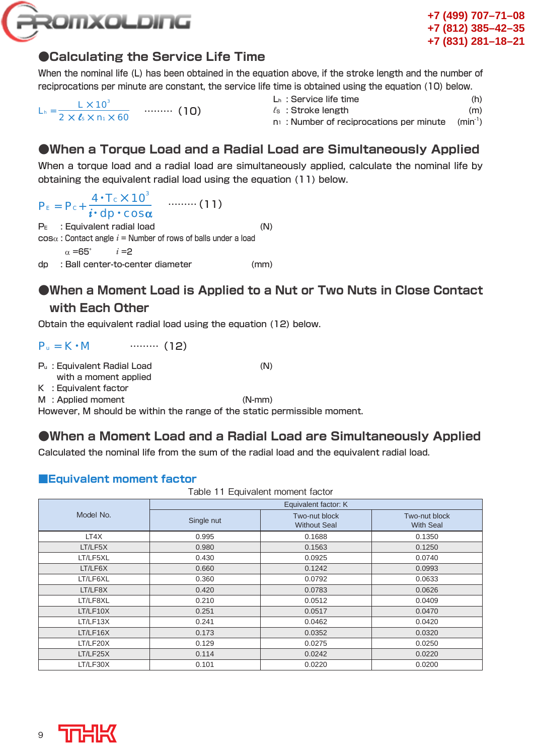## ●Calculating the Service Life Time

When the nominal life (L) has been obtained in the equation above, if the stroke length and the number of reciprocations per minute are constant, the service life time is obtained using the equation (10) below.

$$L_h = \frac{L \times 10^3}{2 \times \ell_S \times n_1 \times 60} \quad \cdots\cdots\cdots (10)$$

$L_h$ : Service life time (h)
$\ell_S$ : Stroke length (m)
$n_1$ : Number of reciprocations per minute (min$^{-1}$)

## ●When a Torque Load and a Radial Load are Simultaneously Applied

When a torque load and a radial load are simultaneously applied, calculate the nominal life by obtaining the equivalent radial load using the equation (11) below.

$$P_E = P_C + \frac{4 \cdot T_C \times 10^3}{i \cdot dp \cdot \cos\alpha} \quad \cdots\cdots\cdots (11)$$

$P_E$ : Equivalent radial load (N)
$\cos\alpha$ : Contact angle $i$ = Number of rows of balls under a load
$\alpha$ =65° $i$ =2
dp : Ball center-to-center diameter (mm)

## ●When a Moment Load is Applied to a Nut or Two Nuts in Close Contact with Each Other

Obtain the equivalent radial load using the equation (12) below.

$$P_u = K \cdot M \quad \cdots\cdots\cdots (12)$$

$P_u$ : Equivalent Radial Load with a moment applied (N)
K : Equivalent factor
M : Applied moment (N-mm)
However, M should be within the range of the static permissible moment.

## ●When a Moment Load and a Radial Load are Simultaneously Applied

Calculated the nominal life from the sum of the radial load and the equivalent radial load.

### ■Equivalent moment factor

Table 11 Equivalent moment factor

| Model No. | Equivalent factor: K | | |
|---|---|---|---|
| | Single nut | Two-nut block Without Seal | Two-nut block With Seal |
| LT4X | 0.995 | 0.1688 | 0.1350 |
| LT/LF5X | 0.980 | 0.1563 | 0.1250 |
| LT/LF5XL | 0.430 | 0.0925 | 0.0740 |
| LT/LF6X | 0.660 | 0.1242 | 0.0993 |
| LT/LF6XL | 0.360 | 0.0792 | 0.0633 |
| LT/LF8X | 0.420 | 0.0783 | 0.0626 |
| LT/LF8XL | 0.210 | 0.0512 | 0.0409 |
| LT/LF10X | 0.251 | 0.0517 | 0.0470 |
| LT/LF13X | 0.241 | 0.0462 | 0.0420 |
| LT/LF16X | 0.173 | 0.0352 | 0.0320 |
| LT/LF20X | 0.129 | 0.0275 | 0.0250 |
| LT/LF25X | 0.114 | 0.0242 | 0.0220 |
| LT/LF30X | 0.101 | 0.0220 | 0.0200 |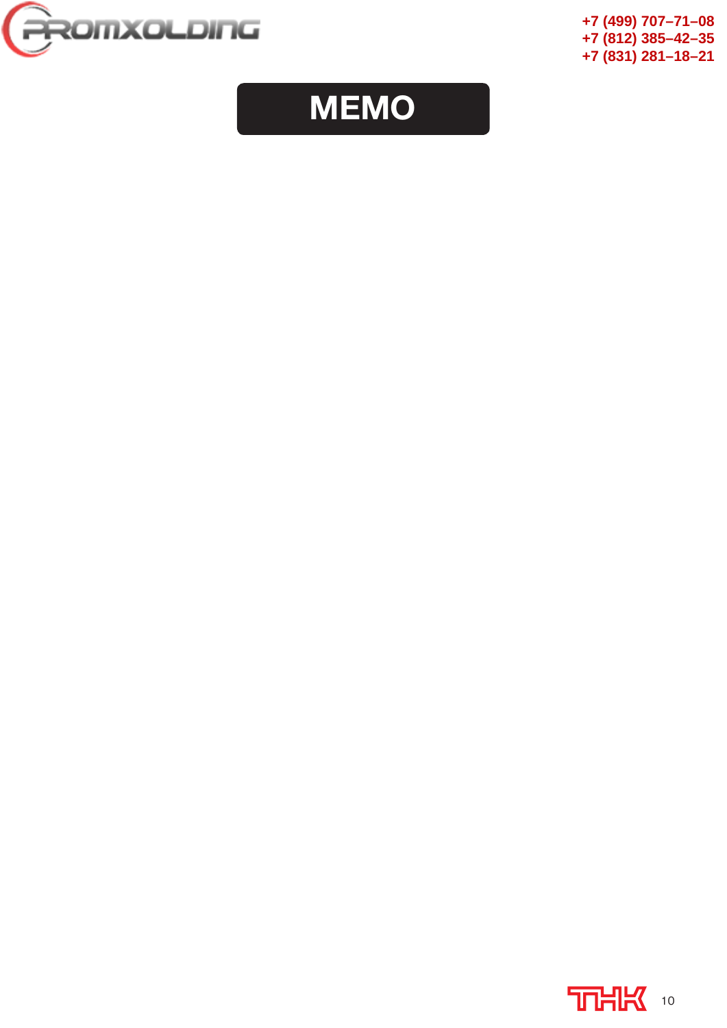# MEMO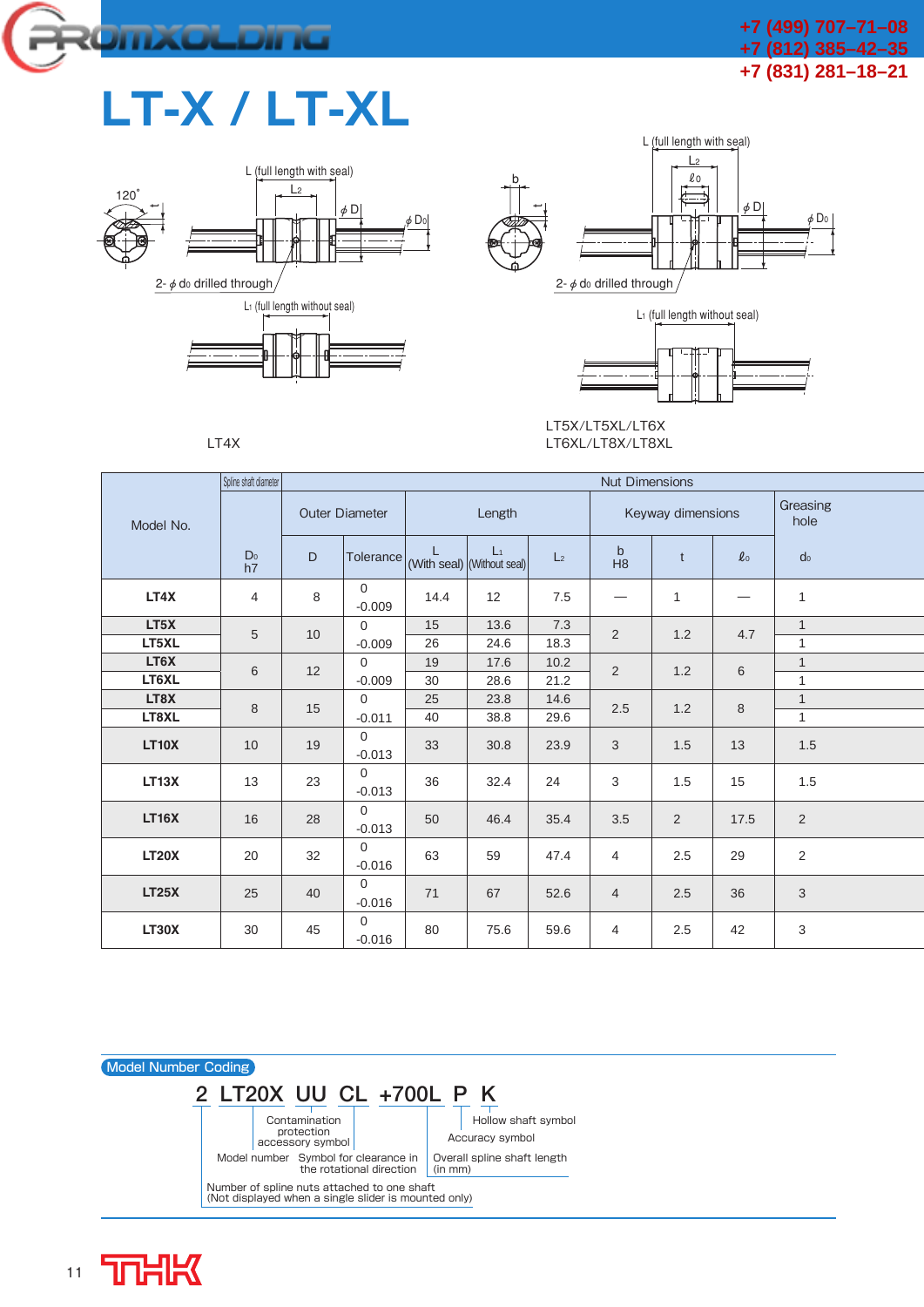# LT-X / LT-XL

L (full length with seal)
$L_2$
$\ell_0$
b
120°
$\phi$ D
$\phi$ $D_0$
2- $\phi$ $d_0$ drilled through
$L_1$ (full length without seal)

LT4X

LT5X/LT5XL/LT6X
LT6XL/LT8X/LT8XL

| Model No. | Spline shaft diameter | Nut Dimensions | | | | | | | | |
|---|---|---|---|---|---|---|---|---|---|---|
| | | Outer Diameter | | Length | | | Keyway dimensions | | | Greasing hole |
| | $D_0$ h7 | D | Tolerance | L (With seal) | $L_1$ (Without seal) | $L_2$ | b H8 | t | $\ell_0$ | $d_0$ |
| LT4X | 4 | 8 | 0 -0.009 | 14.4 | 12 | 7.5 | — | 1 | — | 1 |
| LT5X | 5 | 10 | 0 -0.009 | 15 | 13.6 | 7.3 | 2 | 1.2 | 4.7 | 1 |
| LT5XL | | | | 26 | 24.6 | 18.3 | | | | 1 |
| LT6X | 6 | 12 | 0 -0.009 | 19 | 17.6 | 10.2 | 2 | 1.2 | 6 | 1 |
| LT6XL | | | | 30 | 28.6 | 21.2 | | | | 1 |
| LT8X | 8 | 15 | 0 -0.011 | 25 | 23.8 | 14.6 | 2.5 | 1.2 | 8 | 1 |
| LT8XL | | | | 40 | 38.8 | 29.6 | | | | 1 |
| LT10X | 10 | 19 | 0 -0.013 | 33 | 30.8 | 23.9 | 3 | 1.5 | 13 | 1.5 |
| LT13X | 13 | 23 | 0 -0.013 | 36 | 32.4 | 24 | 3 | 1.5 | 15 | 1.5 |
| LT16X | 16 | 28 | 0 -0.013 | 50 | 46.4 | 35.4 | 3.5 | 2 | 17.5 | 2 |
| LT20X | 20 | 32 | 0 -0.016 | 63 | 59 | 47.4 | 4 | 2.5 | 29 | 2 |
| LT25X | 25 | 40 | 0 -0.016 | 71 | 67 | 52.6 | 4 | 2.5 | 36 | 3 |
| LT30X | 30 | 45 | 0 -0.016 | 80 | 75.6 | 59.6 | 4 | 2.5 | 42 | 3 |

## Model Number Coding

**2 LT20X UU CL +700L P K**

- 2 — Number of spline nuts attached to one shaft (Not displayed when a single slider is mounted only)
- LT20X — Model number
- UU — Contamination protection accessory symbol
- CL — Symbol for clearance in the rotational direction
- +700L — Overall spline shaft length (in mm)
- P — Accuracy symbol
- K — Hollow shaft symbol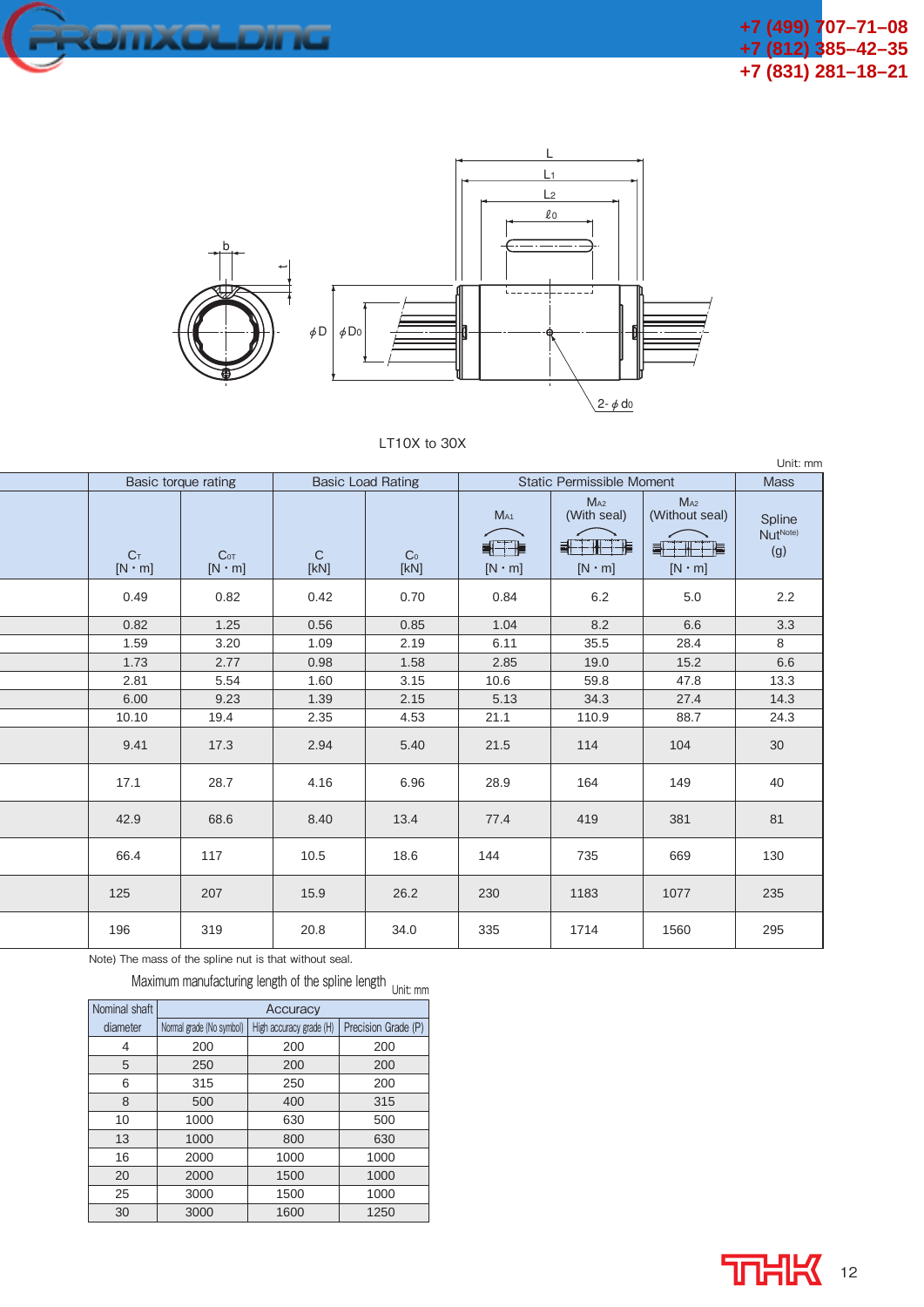LT10X to 30X

Unit: mm

| Basic torque rating | | Basic Load Rating | | Static Permissible Moment | | | Mass |
|---|---|---|---|---|---|---|---|
| $C_T$ [N・m] | $C_{0T}$ [N・m] | C [kN] | $C_0$ [kN] | $M_{A1}$ [N・m] | $M_{A2}$ (With seal) [N・m] | $M_{A2}$ (Without seal) [N・m] | Spline Nut[Note] (g) |
| 0.49 | 0.82 | 0.42 | 0.70 | 0.84 | 6.2 | 5.0 | 2.2 |
| 0.82 | 1.25 | 0.56 | 0.85 | 1.04 | 8.2 | 6.6 | 3.3 |
| 1.59 | 3.20 | 1.09 | 2.19 | 6.11 | 35.5 | 28.4 | 8 |
| 1.73 | 2.77 | 0.98 | 1.58 | 2.85 | 19.0 | 15.2 | 6.6 |
| 2.81 | 5.54 | 1.60 | 3.15 | 10.6 | 59.8 | 47.8 | 13.3 |
| 6.00 | 9.23 | 1.39 | 2.15 | 5.13 | 34.3 | 27.4 | 14.3 |
| 10.10 | 19.4 | 2.35 | 4.53 | 21.1 | 110.9 | 88.7 | 24.3 |
| 9.41 | 17.3 | 2.94 | 5.40 | 21.5 | 114 | 104 | 30 |
| 17.1 | 28.7 | 4.16 | 6.96 | 28.9 | 164 | 149 | 40 |
| 42.9 | 68.6 | 8.40 | 13.4 | 77.4 | 419 | 381 | 81 |
| 66.4 | 117 | 10.5 | 18.6 | 144 | 735 | 669 | 130 |
| 125 | 207 | 15.9 | 26.2 | 230 | 1183 | 1077 | 235 |
| 196 | 319 | 20.8 | 34.0 | 335 | 1714 | 1560 | 295 |

Note) The mass of the spline nut is that without seal.

Maximum manufacturing length of the spline length

Unit: mm

| Nominal shaft diameter | Accuracy | | |
|---|---|---|---|
| | Normal grade (No symbol) | High accuracy grade (H) | Precision Grade (P) |
| 4 | 200 | 200 | 200 |
| 5 | 250 | 200 | 200 |
| 6 | 315 | 250 | 200 |
| 8 | 500 | 400 | 315 |
| 10 | 1000 | 630 | 500 |
| 13 | 1000 | 800 | 630 |
| 16 | 2000 | 1000 | 1000 |
| 20 | 2000 | 1500 | 1000 |
| 25 | 3000 | 1500 | 1000 |
| 30 | 3000 | 1600 | 1250 |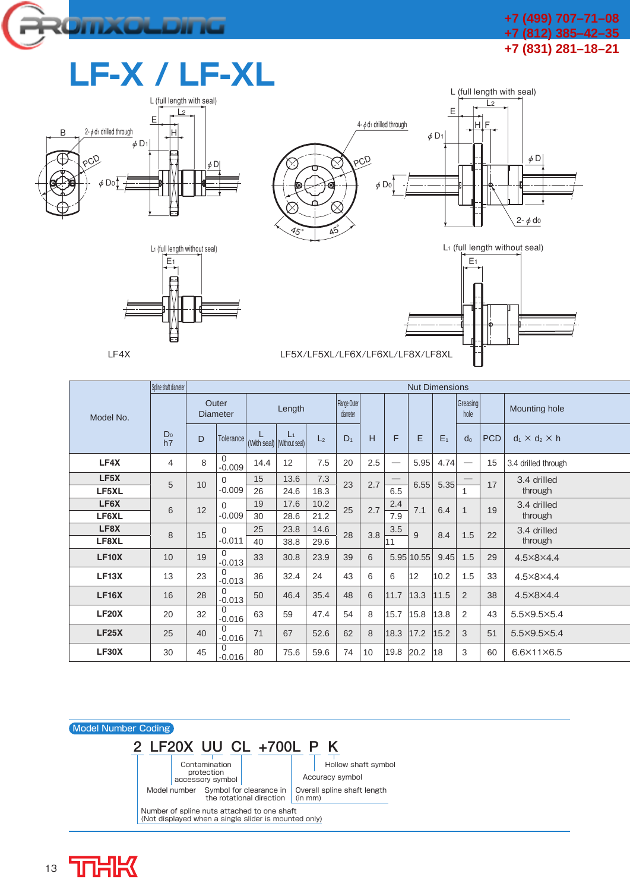# LF-X / LF-XL

L (full length with seal)

LF4X

LF5X/LF5XL/LF6X/LF6XL/LF8X/LF8XL

| Model No. | Spline shaft diameter | Nut Dimensions | | | | | | | | | | | | |
|---|---|---|---|---|---|---|---|---|---|---|---|---|---|---|
| | | Outer Diameter | | Length | | | Flange Outer diameter | | | | | Greasing hole | | Mounting hole |
| | $D_0$ h7 | D | Tolerance | L (With seal) | $L_1$ (Without seal) | $L_2$ | $D_1$ | H | F | E | $E_1$ | $d_0$ | PCD | $d_1 \times d_2 \times h$ |
| LF4X | 4 | 8 | 0 -0.009 | 14.4 | 12 | 7.5 | 20 | 2.5 | — | 5.95 | 4.74 | — | 15 | 3.4 drilled through |
| LF5X | 5 | 10 | 0 -0.009 | 15 | 13.6 | 7.3 | 23 | 2.7 | — | 6.55 | 5.35 | — | 17 | 3.4 drilled through |
| LF5XL | | | | 26 | 24.6 | 18.3 | | | 6.5 | | | 1 | | |
| LF6X | 6 | 12 | 0 -0.009 | 19 | 17.6 | 10.2 | 25 | 2.7 | 2.4 | 7.1 | 6.4 | 1 | 19 | 3.4 drilled through |
| LF6XL | | | | 30 | 28.6 | 21.2 | | | 7.9 | | | | | |
| LF8X | 8 | 15 | 0 -0.011 | 25 | 23.8 | 14.6 | 28 | 3.8 | 3.5 | 9 | 8.4 | 1.5 | 22 | 3.4 drilled through |
| LF8XL | | | | 40 | 38.8 | 29.6 | | | 11 | | | | | |
| LF10X | 10 | 19 | 0 -0.013 | 33 | 30.8 | 23.9 | 39 | 6 | 5.95 | 10.55 | 9.45 | 1.5 | 29 | 4.5×8×4.4 |
| LF13X | 13 | 23 | 0 -0.013 | 36 | 32.4 | 24 | 43 | 6 | 6 | 12 | 10.2 | 1.5 | 33 | 4.5×8×4.4 |
| LF16X | 16 | 28 | 0 -0.013 | 50 | 46.4 | 35.4 | 48 | 6 | 11.7 | 13.3 | 11.5 | 2 | 38 | 4.5×8×4.4 |
| LF20X | 20 | 32 | 0 -0.016 | 63 | 59 | 47.4 | 54 | 8 | 15.7 | 15.8 | 13.8 | 2 | 43 | 5.5×9.5×5.4 |
| LF25X | 25 | 40 | 0 -0.016 | 71 | 67 | 52.6 | 62 | 8 | 18.3 | 17.2 | 15.2 | 3 | 51 | 5.5×9.5×5.4 |
| LF30X | 30 | 45 | 0 -0.016 | 80 | 75.6 | 59.6 | 74 | 10 | 19.8 | 20.2 | 18 | 3 | 60 | 6.6×11×6.5 |

## Model Number Coding

**2 LF20X UU CL +700L P K**

- Number of spline nuts attached to one shaft (Not displayed when a single slider is mounted only) — 2
- Model number — LF20X
- Contamination protection accessory symbol — UU
- Symbol for clearance in the rotational direction — CL
- Overall spline shaft length (in mm) — +700L
- Accuracy symbol — P
- Hollow shaft symbol — K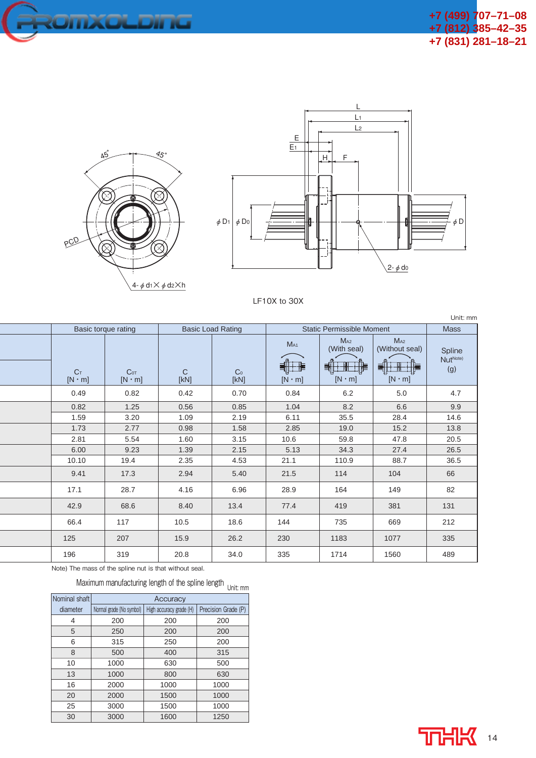LF10X to 30X

Unit: mm

| | Basic torque rating | | Basic Load Rating | | Static Permissible Moment | | | Mass |
|---|---|---|---|---|---|---|---|---|
| | $C_T$ [N・m] | $C_{0T}$ [N・m] | C [kN] | $C_0$ [kN] | $M_{A1}$ [N・m] | $M_{A2}$ (With seal) [N・m] | $M_{A2}$ (Without seal) [N・m] | Spline Nut[Note] (g) |
| | 0.49 | 0.82 | 0.42 | 0.70 | 0.84 | 6.2 | 5.0 | 4.7 |
| | 0.82 | 1.25 | 0.56 | 0.85 | 1.04 | 8.2 | 6.6 | 9.9 |
| | 1.59 | 3.20 | 1.09 | 2.19 | 6.11 | 35.5 | 28.4 | 14.6 |
| | 1.73 | 2.77 | 0.98 | 1.58 | 2.85 | 19.0 | 15.2 | 13.8 |
| | 2.81 | 5.54 | 1.60 | 3.15 | 10.6 | 59.8 | 47.8 | 20.5 |
| | 6.00 | 9.23 | 1.39 | 2.15 | 5.13 | 34.3 | 27.4 | 26.5 |
| | 10.10 | 19.4 | 2.35 | 4.53 | 21.1 | 110.9 | 88.7 | 36.5 |
| | 9.41 | 17.3 | 2.94 | 5.40 | 21.5 | 114 | 104 | 66 |
| | 17.1 | 28.7 | 4.16 | 6.96 | 28.9 | 164 | 149 | 82 |
| | 42.9 | 68.6 | 8.40 | 13.4 | 77.4 | 419 | 381 | 131 |
| | 66.4 | 117 | 10.5 | 18.6 | 144 | 735 | 669 | 212 |
| | 125 | 207 | 15.9 | 26.2 | 230 | 1183 | 1077 | 335 |
| | 196 | 319 | 20.8 | 34.0 | 335 | 1714 | 1560 | 489 |

Note) The mass of the spline nut is that without seal.

Maximum manufacturing length of the spline length

Unit: mm

| Nominal shaft diameter | Accuracy | | |
|---|---|---|---|
| | Normal grade (No symbol) | High accuracy grade (H) | Precision Grade (P) |
| 4 | 200 | 200 | 200 |
| 5 | 250 | 200 | 200 |
| 6 | 315 | 250 | 200 |
| 8 | 500 | 400 | 315 |
| 10 | 1000 | 630 | 500 |
| 13 | 1000 | 800 | 630 |
| 16 | 2000 | 1000 | 1000 |
| 20 | 2000 | 1500 | 1000 |
| 25 | 3000 | 1500 | 1000 |
| 30 | 3000 | 1600 | 1250 |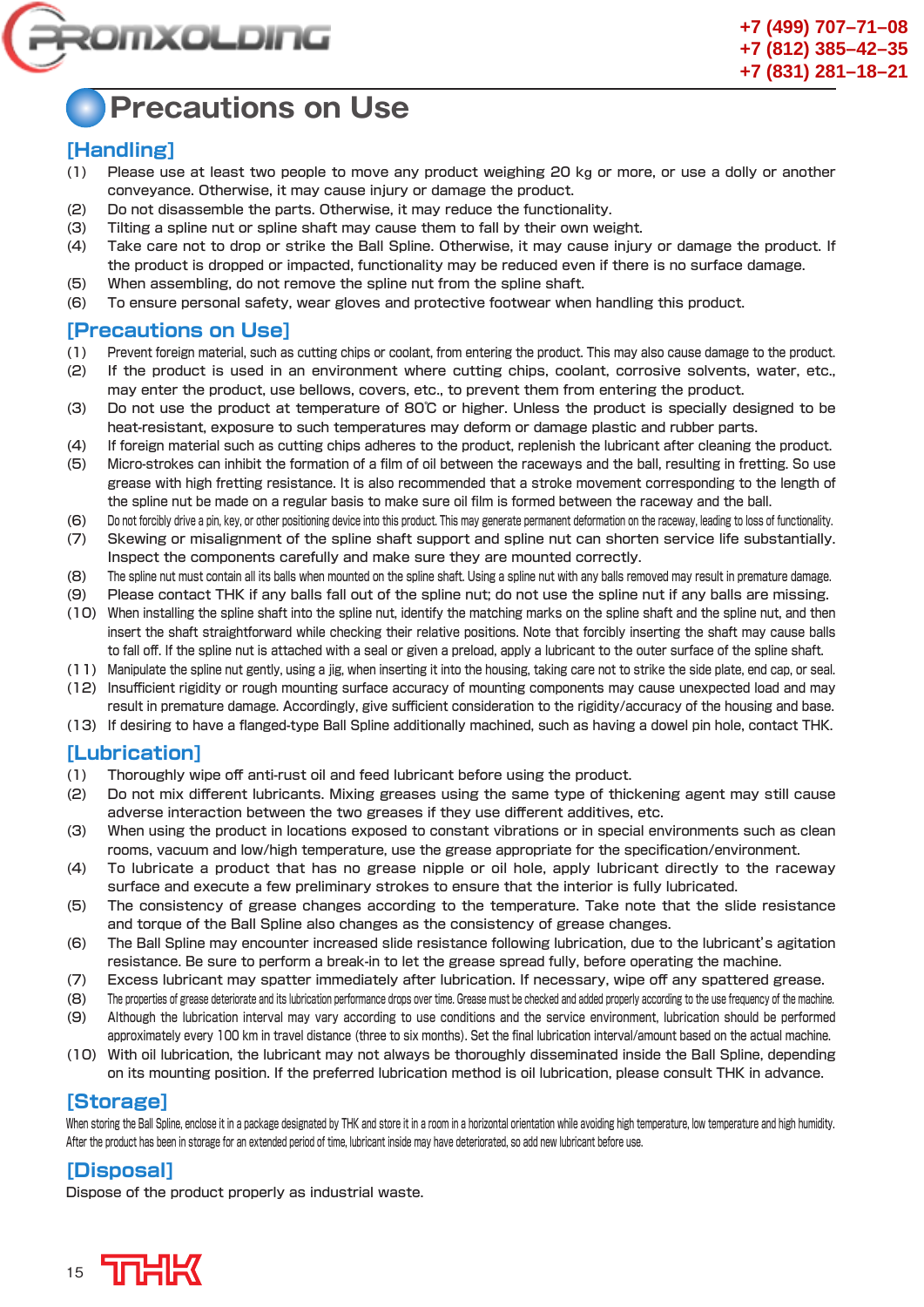# Precautions on Use

## [Handling]

(1) Please use at least two people to move any product weighing 20 kg or more, or use a dolly or another conveyance. Otherwise, it may cause injury or damage the product.
(2) Do not disassemble the parts. Otherwise, it may reduce the functionality.
(3) Tilting a spline nut or spline shaft may cause them to fall by their own weight.
(4) Take care not to drop or strike the Ball Spline. Otherwise, it may cause injury or damage the product. If the product is dropped or impacted, functionality may be reduced even if there is no surface damage.
(5) When assembling, do not remove the spline nut from the spline shaft.
(6) To ensure personal safety, wear gloves and protective footwear when handling this product.

## [Precautions on Use]

(1) Prevent foreign material, such as cutting chips or coolant, from entering the product. This may also cause damage to the product.
(2) If the product is used in an environment where cutting chips, coolant, corrosive solvents, water, etc., may enter the product, use bellows, covers, etc., to prevent them from entering the product.
(3) Do not use the product at temperature of 80℃ or higher. Unless the product is specially designed to be heat-resistant, exposure to such temperatures may deform or damage plastic and rubber parts.
(4) If foreign material such as cutting chips adheres to the product, replenish the lubricant after cleaning the product.
(5) Micro-strokes can inhibit the formation of a film of oil between the raceways and the ball, resulting in fretting. So use grease with high fretting resistance. It is also recommended that a stroke movement corresponding to the length of the spline nut be made on a regular basis to make sure oil film is formed between the raceway and the ball.
(6) Do not forcibly drive a pin, key, or other positioning device into this product. This may generate permanent deformation on the raceway, leading to loss of functionality.
(7) Skewing or misalignment of the spline shaft support and spline nut can shorten service life substantially. Inspect the components carefully and make sure they are mounted correctly.
(8) The spline nut must contain all its balls when mounted on the spline shaft. Using a spline nut with any balls removed may result in premature damage.
(9) Please contact THK if any balls fall out of the spline nut; do not use the spline nut if any balls are missing.
(10) When installing the spline shaft into the spline nut, identify the matching marks on the spline shaft and the spline nut, and then insert the shaft straightforward while checking their relative positions. Note that forcibly inserting the shaft may cause balls to fall off. If the spline nut is attached with a seal or given a preload, apply a lubricant to the outer surface of the spline shaft.
(11) Manipulate the spline nut gently, using a jig, when inserting it into the housing, taking care not to strike the side plate, end cap, or seal.
(12) Insufficient rigidity or rough mounting surface accuracy of mounting components may cause unexpected load and may result in premature damage. Accordingly, give sufficient consideration to the rigidity/accuracy of the housing and base.
(13) If desiring to have a flanged-type Ball Spline additionally machined, such as having a dowel pin hole, contact THK.

## [Lubrication]

(1) Thoroughly wipe off anti-rust oil and feed lubricant before using the product.
(2) Do not mix different lubricants. Mixing greases using the same type of thickening agent may still cause adverse interaction between the two greases if they use different additives, etc.
(3) When using the product in locations exposed to constant vibrations or in special environments such as clean rooms, vacuum and low/high temperature, use the grease appropriate for the specification/environment.
(4) To lubricate a product that has no grease nipple or oil hole, apply lubricant directly to the raceway surface and execute a few preliminary strokes to ensure that the interior is fully lubricated.
(5) The consistency of grease changes according to the temperature. Take note that the slide resistance and torque of the Ball Spline also changes as the consistency of grease changes.
(6) The Ball Spline may encounter increased slide resistance following lubrication, due to the lubricant's agitation resistance. Be sure to perform a break-in to let the grease spread fully, before operating the machine.
(7) Excess lubricant may spatter immediately after lubrication. If necessary, wipe off any spattered grease.
(8) The properties of grease deteriorate and its lubrication performance drops over time. Grease must be checked and added properly according to the use frequency of the machine.
(9) Although the lubrication interval may vary according to use conditions and the service environment, lubrication should be performed approximately every 100 km in travel distance (three to six months). Set the final lubrication interval/amount based on the actual machine.
(10) With oil lubrication, the lubricant may not always be thoroughly disseminated inside the Ball Spline, depending on its mounting position. If the preferred lubrication method is oil lubrication, please consult THK in advance.

## [Storage]

When storing the Ball Spline, enclose it in a package designated by THK and store it in a room in a horizontal orientation while avoiding high temperature, low temperature and high humidity. After the product has been in storage for an extended period of time, lubricant inside may have deteriorated, so add new lubricant before use.

## [Disposal]

Dispose of the product properly as industrial waste.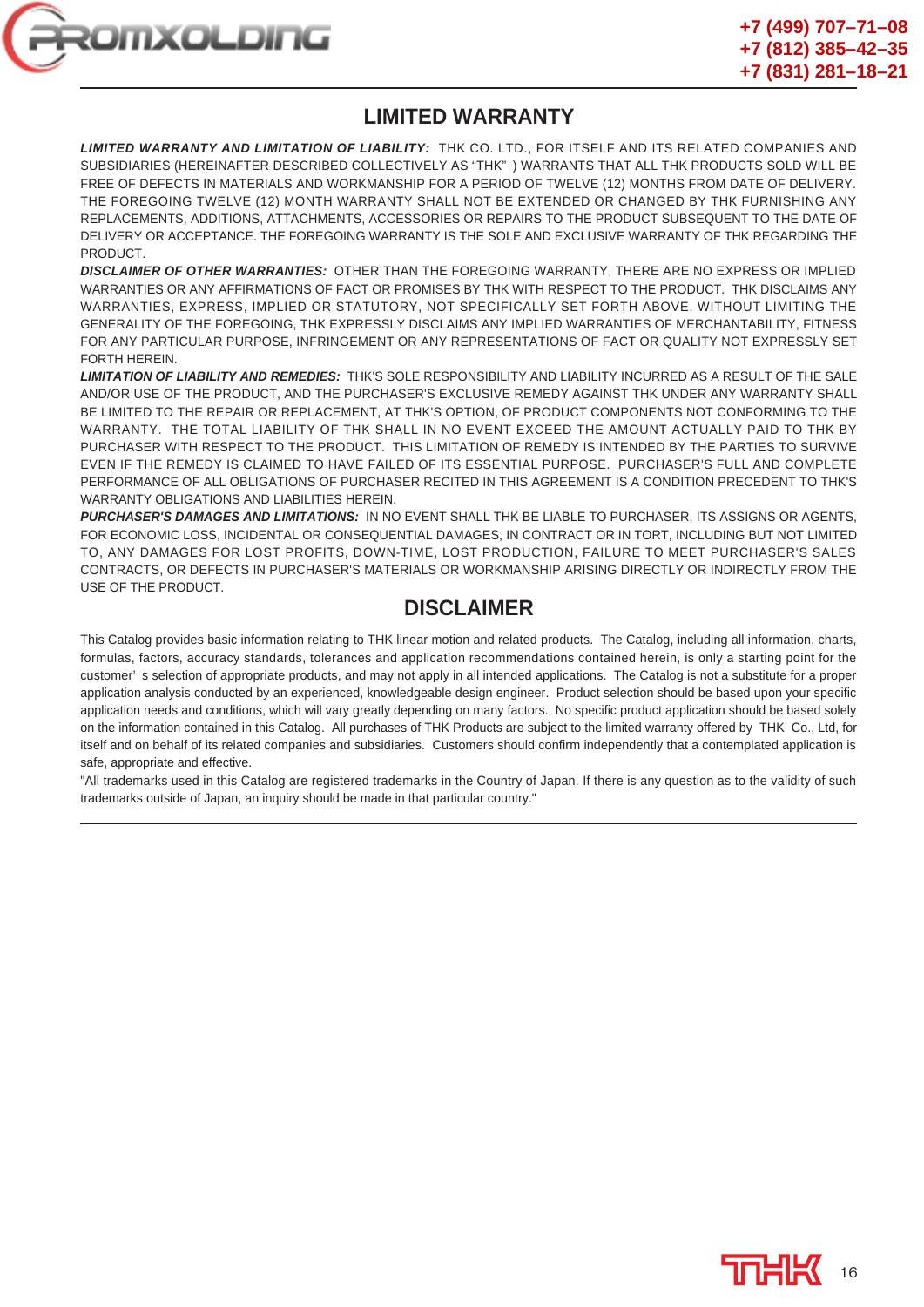# LIMITED WARRANTY

***LIMITED WARRANTY AND LIMITATION OF LIABILITY:*** THK CO. LTD., FOR ITSELF AND ITS RELATED COMPANIES AND SUBSIDIARIES (HEREINAFTER DESCRIBED COLLECTIVELY AS “THK” ) WARRANTS THAT ALL THK PRODUCTS SOLD WILL BE FREE OF DEFECTS IN MATERIALS AND WORKMANSHIP FOR A PERIOD OF TWELVE (12) MONTHS FROM DATE OF DELIVERY. THE FOREGOING TWELVE (12) MONTH WARRANTY SHALL NOT BE EXTENDED OR CHANGED BY THK FURNISHING ANY REPLACEMENTS, ADDITIONS, ATTACHMENTS, ACCESSORIES OR REPAIRS TO THE PRODUCT SUBSEQUENT TO THE DATE OF DELIVERY OR ACCEPTANCE. THE FOREGOING WARRANTY IS THE SOLE AND EXCLUSIVE WARRANTY OF THK REGARDING THE PRODUCT.

***DISCLAIMER OF OTHER WARRANTIES:*** OTHER THAN THE FOREGOING WARRANTY, THERE ARE NO EXPRESS OR IMPLIED WARRANTIES OR ANY AFFIRMATIONS OF FACT OR PROMISES BY THK WITH RESPECT TO THE PRODUCT. THK DISCLAIMS ANY WARRANTIES, EXPRESS, IMPLIED OR STATUTORY, NOT SPECIFICALLY SET FORTH ABOVE. WITHOUT LIMITING THE GENERALITY OF THE FOREGOING, THK EXPRESSLY DISCLAIMS ANY IMPLIED WARRANTIES OF MERCHANTABILITY, FITNESS FOR ANY PARTICULAR PURPOSE, INFRINGEMENT OR ANY REPRESENTATIONS OF FACT OR QUALITY NOT EXPRESSLY SET FORTH HEREIN.

***LIMITATION OF LIABILITY AND REMEDIES:*** THK'S SOLE RESPONSIBILITY AND LIABILITY INCURRED AS A RESULT OF THE SALE AND/OR USE OF THE PRODUCT, AND THE PURCHASER'S EXCLUSIVE REMEDY AGAINST THK UNDER ANY WARRANTY SHALL BE LIMITED TO THE REPAIR OR REPLACEMENT, AT THK'S OPTION, OF PRODUCT COMPONENTS NOT CONFORMING TO THE WARRANTY. THE TOTAL LIABILITY OF THK SHALL IN NO EVENT EXCEED THE AMOUNT ACTUALLY PAID TO THK BY PURCHASER WITH RESPECT TO THE PRODUCT. THIS LIMITATION OF REMEDY IS INTENDED BY THE PARTIES TO SURVIVE EVEN IF THE REMEDY IS CLAIMED TO HAVE FAILED OF ITS ESSENTIAL PURPOSE. PURCHASER'S FULL AND COMPLETE PERFORMANCE OF ALL OBLIGATIONS OF PURCHASER RECITED IN THIS AGREEMENT IS A CONDITION PRECEDENT TO THK'S WARRANTY OBLIGATIONS AND LIABILITIES HEREIN.

***PURCHASER'S DAMAGES AND LIMITATIONS:*** IN NO EVENT SHALL THK BE LIABLE TO PURCHASER, ITS ASSIGNS OR AGENTS, FOR ECONOMIC LOSS, INCIDENTAL OR CONSEQUENTIAL DAMAGES, IN CONTRACT OR IN TORT, INCLUDING BUT NOT LIMITED TO, ANY DAMAGES FOR LOST PROFITS, DOWN-TIME, LOST PRODUCTION, FAILURE TO MEET PURCHASER'S SALES CONTRACTS, OR DEFECTS IN PURCHASER'S MATERIALS OR WORKMANSHIP ARISING DIRECTLY OR INDIRECTLY FROM THE USE OF THE PRODUCT.

# DISCLAIMER

This Catalog provides basic information relating to THK linear motion and related products. The Catalog, including all information, charts, formulas, factors, accuracy standards, tolerances and application recommendations contained herein, is only a starting point for the customer' s selection of appropriate products, and may not apply in all intended applications. The Catalog is not a substitute for a proper application analysis conducted by an experienced, knowledgeable design engineer. Product selection should be based upon your specific application needs and conditions, which will vary greatly depending on many factors. No specific product application should be based solely on the information contained in this Catalog. All purchases of THK Products are subject to the limited warranty offered by THK Co., Ltd, for itself and on behalf of its related companies and subsidiaries. Customers should confirm independently that a contemplated application is safe, appropriate and effective.

"All trademarks used in this Catalog are registered trademarks in the Country of Japan. If there is any question as to the validity of such trademarks outside of Japan, an inquiry should be made in that particular country."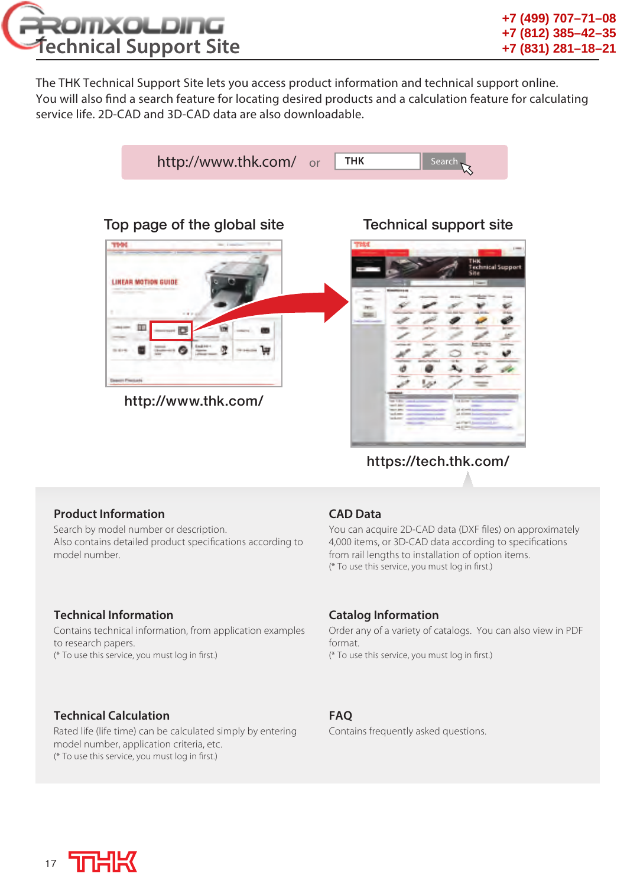# Technical Support Site

The THK Technical Support Site lets you access product information and technical support online.
You will also find a search feature for locating desired products and a calculation feature for calculating service life. 2D-CAD and 3D-CAD data are also downloadable.

http://www.thk.com/ or THK Search

Top page of the global site

http://www.thk.com/

Technical support site

https://tech.thk.com/

### Product Information

Search by model number or description.
Also contains detailed product specifications according to model number.

### CAD Data

You can acquire 2D-CAD data (DXF files) on approximately 4,000 items, or 3D-CAD data according to specifications from rail lengths to installation of option items.
(* To use this service, you must log in first.)

### Technical Information

Contains technical information, from application examples to research papers.
(* To use this service, you must log in first.)

### Catalog Information

Order any of a variety of catalogs. You can also view in PDF format.
(* To use this service, you must log in first.)

### Technical Calculation

Rated life (life time) can be calculated simply by entering model number, application criteria, etc.
(* To use this service, you must log in first.)

### FAQ

Contains frequently asked questions.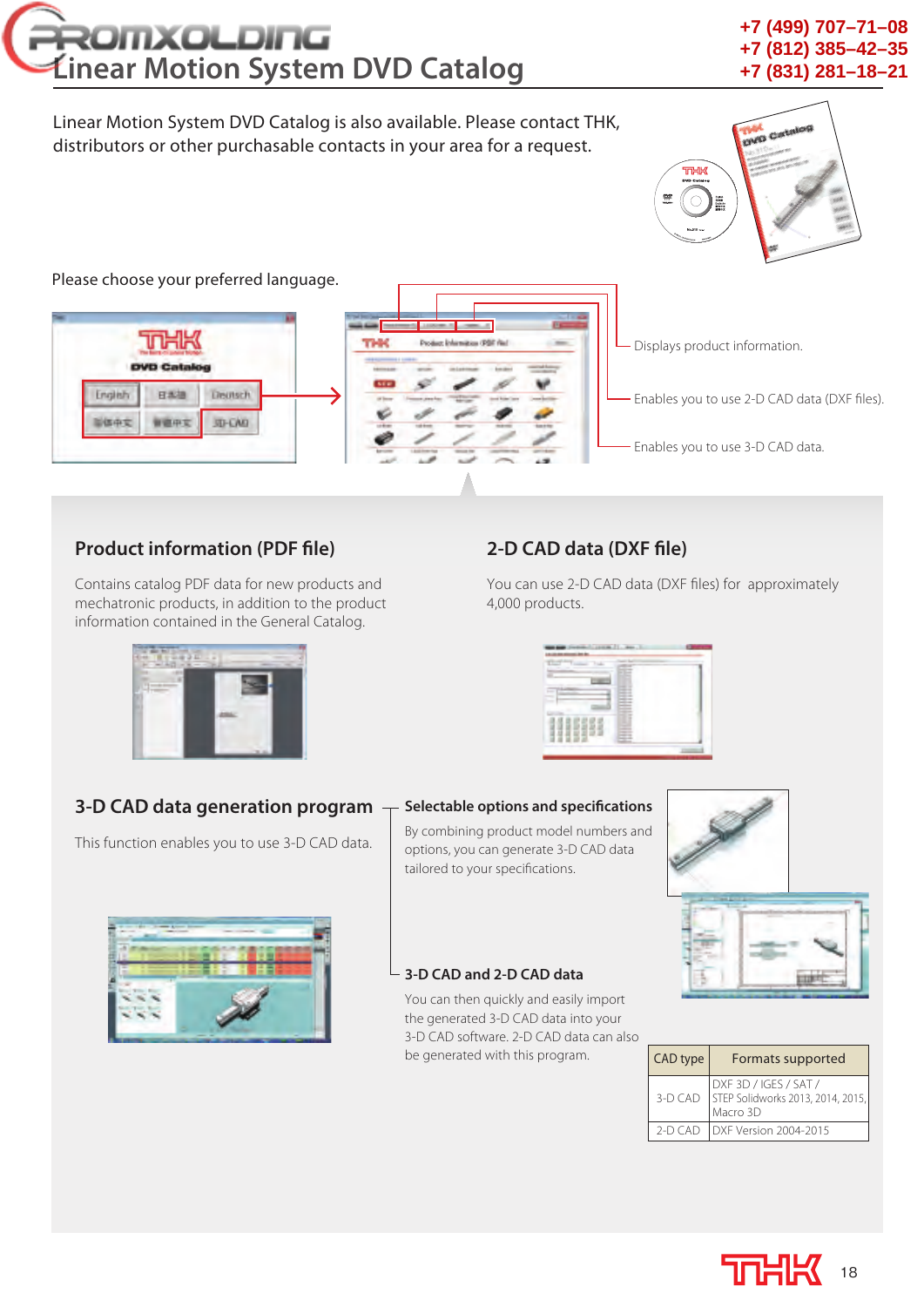# Linear Motion System DVD Catalog

Linear Motion System DVD Catalog is also available. Please contact THK, distributors or other purchasable contacts in your area for a request.

Please choose your preferred language.

Displays product information.

Enables you to use 2-D CAD data (DXF files).

Enables you to use 3-D CAD data.

## Product information (PDF file)

Contains catalog PDF data for new products and mechatronic products, in addition to the product information contained in the General Catalog.

## 2-D CAD data (DXF file)

You can use 2-D CAD data (DXF files) for approximately 4,000 products.

## 3-D CAD data generation program

This function enables you to use 3-D CAD data.

### Selectable options and specifications

By combining product model numbers and options, you can generate 3-D CAD data tailored to your specifications.

### 3-D CAD and 2-D CAD data

You can then quickly and easily import the generated 3-D CAD data into your 3-D CAD software. 2-D CAD data can also be generated with this program.

| CAD type | Formats supported |
|---|---|
| 3-D CAD | DXF 3D / IGES / SAT / STEP Solidworks 2013, 2014, 2015, Macro 3D |
| 2-D CAD | DXF Version 2004-2015 |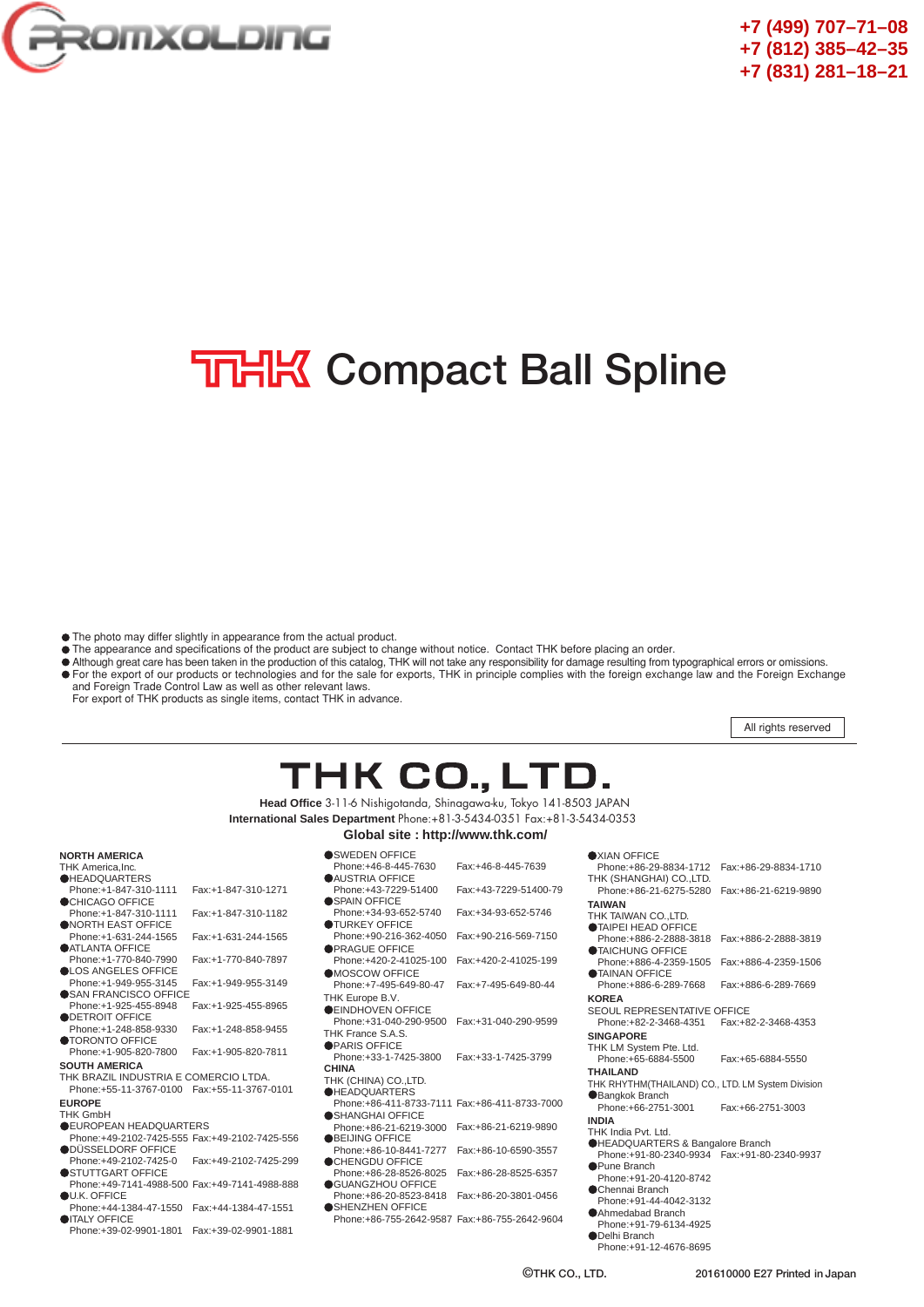PROMXOLDING

+7 (499) 707–71–08
+7 (812) 385–42–35
+7 (831) 281–18–21

# THK Compact Ball Spline

- The photo may differ slightly in appearance from the actual product.
- The appearance and specifications of the product are subject to change without notice. Contact THK before placing an order.
- Although great care has been taken in the production of this catalog, THK will not take any responsibility for damage resulting from typographical errors or omissions.
- For the export of our products or technologies and for the sale for exports, THK in principle complies with the foreign exchange law and the Foreign Trade Control Law as well as other relevant laws.
  For export of THK products as single items, contact THK in advance.

All rights reserved

## THK CO., LTD.

**Head Office** 3-11-6 Nishigotanda, Shinagawa-ku, Tokyo 141-8503 JAPAN
**International Sales Department** Phone:+81-3-5434-0351 Fax:+81-3-5434-0353
**Global site : http://www.thk.com/**

**NORTH AMERICA**
THK America,Inc.
- HEADQUARTERS
  Phone:+1-847-310-1111 Fax:+1-847-310-1271
- CHICAGO OFFICE
  Phone:+1-847-310-1111 Fax:+1-847-310-1182
- NORTH EAST OFFICE
  Phone:+1-631-244-1565 Fax:+1-631-244-1565
- ATLANTA OFFICE
  Phone:+1-770-840-7990 Fax:+1-770-840-7897
- LOS ANGELES OFFICE
  Phone:+1-949-955-3145 Fax:+1-949-955-3149
- SAN FRANCISCO OFFICE
  Phone:+1-925-455-8948 Fax:+1-925-455-8965
- DETROIT OFFICE
  Phone:+1-248-858-9330 Fax:+1-248-858-9455
- TORONTO OFFICE
  Phone:+1-905-820-7800 Fax:+1-905-820-7811

**SOUTH AMERICA**
THK BRAZIL INDUSTRIA E COMERCIO LTDA.
Phone:+55-11-3767-0100 Fax:+55-11-3767-0101

**EUROPE**
THK GmbH
- EUROPEAN HEADQUARTERS
  Phone:+49-2102-7425-555 Fax:+49-2102-7425-556
- DÜSSELDORF OFFICE
  Phone:+49-2102-7425-0 Fax:+49-2102-7425-299
- STUTTGART OFFICE
  Phone:+49-7141-4988-500 Fax:+49-7141-4988-888
- U.K. OFFICE
  Phone:+44-1384-47-1550 Fax:+44-1384-47-1551
- ITALY OFFICE
  Phone:+39-02-9901-1801 Fax:+39-02-9901-1881
- SWEDEN OFFICE
  Phone:+46-8-445-7630 Fax:+46-8-445-7639
- AUSTRIA OFFICE
  Phone:+43-7229-51400 Fax:+43-7229-51400-79
- SPAIN OFFICE
  Phone:+34-93-652-5740 Fax:+34-93-652-5746
- TURKEY OFFICE
  Phone:+90-216-362-4050 Fax:+90-216-569-7150
- PRAGUE OFFICE
  Phone:+420-2-41025-100 Fax:+420-2-41025-199
- MOSCOW OFFICE
  Phone:+7-495-649-80-47 Fax:+7-495-649-80-44

THK Europe B.V.
- EINDHOVEN OFFICE
  Phone:+31-040-290-9500 Fax:+31-040-290-9599

THK France S.A.S.
- PARIS OFFICE
  Phone:+33-1-7425-3800 Fax:+33-1-7425-3799

**CHINA**
THK (CHINA) CO.,LTD.
- HEADQUARTERS
  Phone:+86-411-8733-7111 Fax:+86-411-8733-7000
- SHANGHAI OFFICE
  Phone:+86-21-6219-3000 Fax:+86-21-6219-9890
- BEIJING OFFICE
  Phone:+86-10-8441-7277 Fax:+86-10-6590-3557
- CHENGDU OFFICE
  Phone:+86-28-8526-8025 Fax:+86-28-8525-6357
- GUANGZHOU OFFICE
  Phone:+86-20-8523-8418 Fax:+86-20-3801-0456
- SHENZHEN OFFICE
  Phone:+86-755-2642-9587 Fax:+86-755-2642-9604
- XIAN OFFICE
  Phone:+86-29-8834-1712 Fax:+86-29-8834-1710

THK (SHANGHAI) CO.,LTD.
Phone:+86-21-6275-5280 Fax:+86-21-6219-9890

**TAIWAN**
THK TAIWAN CO.,LTD.
- TAIPEI HEAD OFFICE
  Phone:+886-2-2888-3818 Fax:+886-2-2888-3819
- TAICHUNG OFFICE
  Phone:+886-4-2359-1505 Fax:+886-4-2359-1506
- TAINAN OFFICE
  Phone:+886-6-289-7668 Fax:+886-6-289-7669

**KOREA**
SEOUL REPRESENTATIVE OFFICE
Phone:+82-2-3468-4351 Fax:+82-2-3468-4353

**SINGAPORE**
THK LM System Pte. Ltd.
Phone:+65-6884-5500 Fax:+65-6884-5550

**THAILAND**
THK RHYTHM(THAILAND) CO., LTD. LM System Division
- Bangkok Branch
  Phone:+66-2751-3001 Fax:+66-2751-3003

**INDIA**
THK India Pvt. Ltd.
- HEADQUARTERS & Bangalore Branch
  Phone:+91-80-2340-9934 Fax:+91-80-2340-9937
- Pune Branch
  Phone:+91-20-4120-8742
- Chennai Branch
  Phone:+91-44-4042-3132
- Ahmedabad Branch
  Phone:+91-79-6134-4925
- Delhi Branch
  Phone:+91-12-4676-8695

©THK CO., LTD. 201610000 E27 Printed in Japan